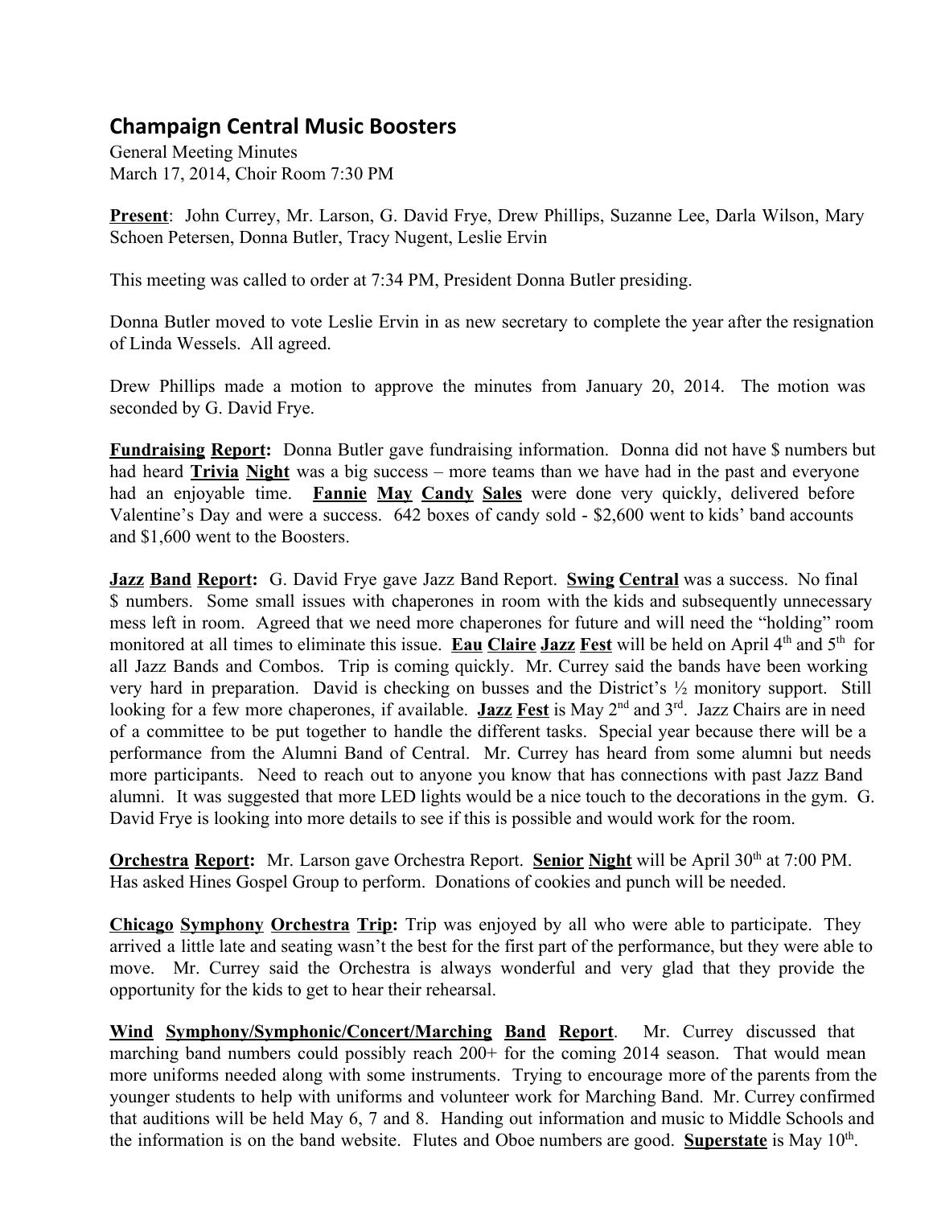## Champaign Central Music Boosters

General Meeting Minutes
March 17, 2014, Choir Room 7:30 PM

**Present**: John Currey, Mr. Larson, G. David Frye, Drew Phillips, Suzanne Lee, Darla Wilson, Mary Schoen Petersen, Donna Butler, Tracy Nugent, Leslie Ervin

This meeting was called to order at 7:34 PM, President Donna Butler presiding.

Donna Butler moved to vote Leslie Ervin in as new secretary to complete the year after the resignation of Linda Wessels. All agreed.

Drew Phillips made a motion to approve the minutes from January 20, 2014. The motion was seconded by G. David Frye.

**Fundraising Report:** Donna Butler gave fundraising information. Donna did not have $ numbers but had heard **Trivia Night** was a big success – more teams than we have had in the past and everyone had an enjoyable time. **Fannie May Candy Sales** were done very quickly, delivered before Valentine's Day and were a success. 642 boxes of candy sold - $2,600 went to kids' band accounts and $1,600 went to the Boosters.

**Jazz Band Report:** G. David Frye gave Jazz Band Report. **Swing Central** was a success. No final $ numbers. Some small issues with chaperones in room with the kids and subsequently unnecessary mess left in room. Agreed that we need more chaperones for future and will need the "holding" room monitored at all times to eliminate this issue. **Eau Claire Jazz Fest** will be held on April 4th and 5th for all Jazz Bands and Combos. Trip is coming quickly. Mr. Currey said the bands have been working very hard in preparation. David is checking on busses and the District's ½ monitory support. Still looking for a few more chaperones, if available. **Jazz Fest** is May 2nd and 3rd. Jazz Chairs are in need of a committee to be put together to handle the different tasks. Special year because there will be a performance from the Alumni Band of Central. Mr. Currey has heard from some alumni but needs more participants. Need to reach out to anyone you know that has connections with past Jazz Band alumni. It was suggested that more LED lights would be a nice touch to the decorations in the gym. G. David Frye is looking into more details to see if this is possible and would work for the room.

**Orchestra Report:** Mr. Larson gave Orchestra Report. **Senior Night** will be April 30th at 7:00 PM. Has asked Hines Gospel Group to perform. Donations of cookies and punch will be needed.

**Chicago Symphony Orchestra Trip:** Trip was enjoyed by all who were able to participate. They arrived a little late and seating wasn't the best for the first part of the performance, but they were able to move. Mr. Currey said the Orchestra is always wonderful and very glad that they provide the opportunity for the kids to get to hear their rehearsal.

**Wind Symphony/Symphonic/Concert/Marching Band Report**. Mr. Currey discussed that marching band numbers could possibly reach 200+ for the coming 2014 season. That would mean more uniforms needed along with some instruments. Trying to encourage more of the parents from the younger students to help with uniforms and volunteer work for Marching Band. Mr. Currey confirmed that auditions will be held May 6, 7 and 8. Handing out information and music to Middle Schools and the information is on the band website. Flutes and Oboe numbers are good. **Superstate** is May 10th.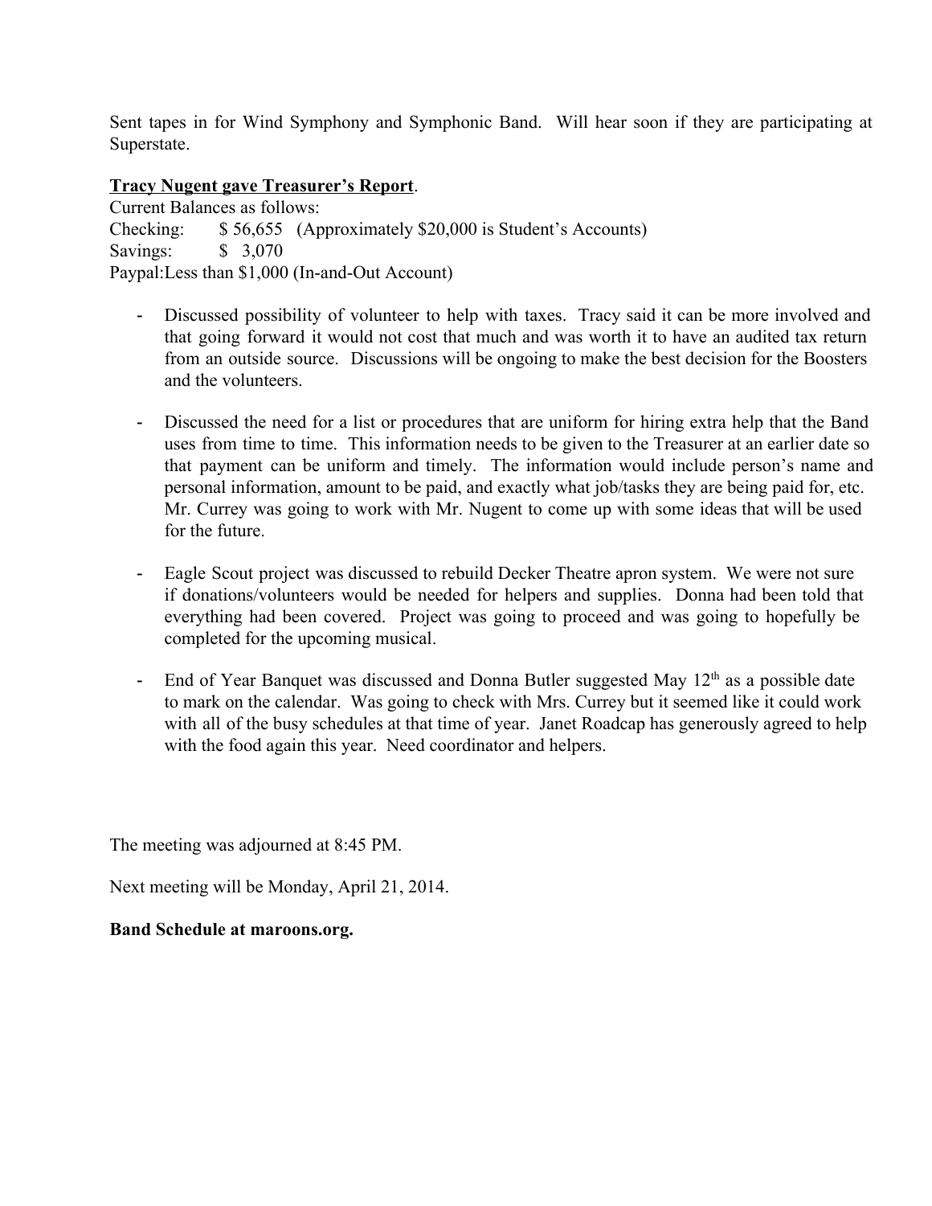Sent tapes in for Wind Symphony and Symphonic Band. Will hear soon if they are participating at Superstate.

**<u>Tracy Nugent gave Treasurer's Report</u>**.

Current Balances as follows:
Checking: $ 56,655 (Approximately $20,000 is Student's Accounts)
Savings: $ 3,070
Paypal:Less than $1,000 (In-and-Out Account)

- Discussed possibility of volunteer to help with taxes. Tracy said it can be more involved and that going forward it would not cost that much and was worth it to have an audited tax return from an outside source. Discussions will be ongoing to make the best decision for the Boosters and the volunteers.

- Discussed the need for a list or procedures that are uniform for hiring extra help that the Band uses from time to time. This information needs to be given to the Treasurer at an earlier date so that payment can be uniform and timely. The information would include person's name and personal information, amount to be paid, and exactly what job/tasks they are being paid for, etc. Mr. Currey was going to work with Mr. Nugent to come up with some ideas that will be used for the future.

- Eagle Scout project was discussed to rebuild Decker Theatre apron system. We were not sure if donations/volunteers would be needed for helpers and supplies. Donna had been told that everything had been covered. Project was going to proceed and was going to hopefully be completed for the upcoming musical.

- End of Year Banquet was discussed and Donna Butler suggested May 12th as a possible date to mark on the calendar. Was going to check with Mrs. Currey but it seemed like it could work with all of the busy schedules at that time of year. Janet Roadcap has generously agreed to help with the food again this year. Need coordinator and helpers.

The meeting was adjourned at 8:45 PM.

Next meeting will be Monday, April 21, 2014.

**Band Schedule at maroons.org.**